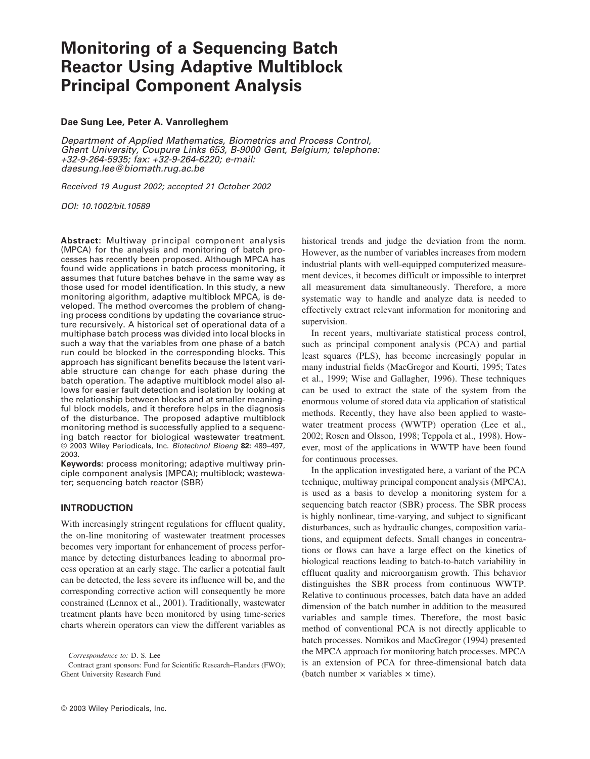# Monitoring of a Sequencing Batch Reactor Using Adaptive Multiblock Principal Component Analysis

**Dae Sung Lee, Peter A. Vanrolleghem**

*Department of Applied Mathematics, Biometrics and Process Control, Ghent University, Coupure Links 653, B-9000 Gent, Belgium; telephone: +32-9-264-5935; fax: +32-9-264-6220; e-mail: daesung.lee@biomath.rug.ac.be*

*Received 19 August 2002; accepted 21 October 2002*

*DOI: 10.1002/bit.10589*

**Abstract:** Multiway principal component analysis (MPCA) for the analysis and monitoring of batch processes has recently been proposed. Although MPCA has found wide applications in batch process monitoring, it assumes that future batches behave in the same way as those used for model identification. In this study, a new monitoring algorithm, adaptive multiblock MPCA, is developed. The method overcomes the problem of changing process conditions by updating the covariance structure recursively. A historical set of operational data of a multiphase batch process was divided into local blocks in such a way that the variables from one phase of a batch run could be blocked in the corresponding blocks. This approach has significant benefits because the latent variable structure can change for each phase during the batch operation. The adaptive multiblock model also allows for easier fault detection and isolation by looking at the relationship between blocks and at smaller meaningful block models, and it therefore helps in the diagnosis of the disturbance. The proposed adaptive multiblock monitoring method is successfully applied to a sequencing batch reactor for biological wastewater treatment. © 2003 Wiley Periodicals, Inc. *Biotechnol Bioeng* **82:** 489–497, 2003.

**Keywords:** process monitoring; adaptive multiway principle component analysis (MPCA); multiblock; wastewater; sequencing batch reactor (SBR)

## INTRODUCTION

With increasingly stringent regulations for effluent quality, the on-line monitoring of wastewater treatment processes becomes very important for enhancement of process performance by detecting disturbances leading to abnormal process operation at an early stage. The earlier a potential fault can be detected, the less severe its influence will be, and the corresponding corrective action will consequently be more constrained (Lennox et al., 2001). Traditionally, wastewater treatment plants have been monitored by using time-series charts wherein operators can view the different variables as historical trends and judge the deviation from the norm. However, as the number of variables increases from modern industrial plants with well-equipped computerized measurement devices, it becomes difficult or impossible to interpret all measurement data simultaneously. Therefore, a more systematic way to handle and analyze data is needed to effectively extract relevant information for monitoring and supervision.

In recent years, multivariate statistical process control, such as principal component analysis (PCA) and partial least squares (PLS), has become increasingly popular in many industrial fields (MacGregor and Kourti, 1995; Tates et al., 1999; Wise and Gallagher, 1996). These techniques can be used to extract the state of the system from the enormous volume of stored data via application of statistical methods. Recently, they have also been applied to wastewater treatment process (WWTP) operation (Lee et al., 2002; Rosen and Olsson, 1998; Teppola et al., 1998). However, most of the applications in WWTP have been found for continuous processes.

In the application investigated here, a variant of the PCA technique, multiway principal component analysis (MPCA), is used as a basis to develop a monitoring system for a sequencing batch reactor (SBR) process. The SBR process is highly nonlinear, time-varying, and subject to significant disturbances, such as hydraulic changes, composition variations, and equipment defects. Small changes in concentrations or flows can have a large effect on the kinetics of biological reactions leading to batch-to-batch variability in effluent quality and microorganism growth. This behavior distinguishes the SBR process from continuous WWTP. Relative to continuous processes, batch data have an added dimension of the batch number in addition to the measured variables and sample times. Therefore, the most basic method of conventional PCA is not directly applicable to batch processes. Nomikos and MacGregor (1994) presented the MPCA approach for monitoring batch processes. MPCA is an extension of PCA for three-dimensional batch data (batch number × variables × time).

*Correspondence to:* D. S. Lee

Contract grant sponsors: Fund for Scientific Research–Flanders (FWO); Ghent University Research Fund

© 2003 Wiley Periodicals, Inc.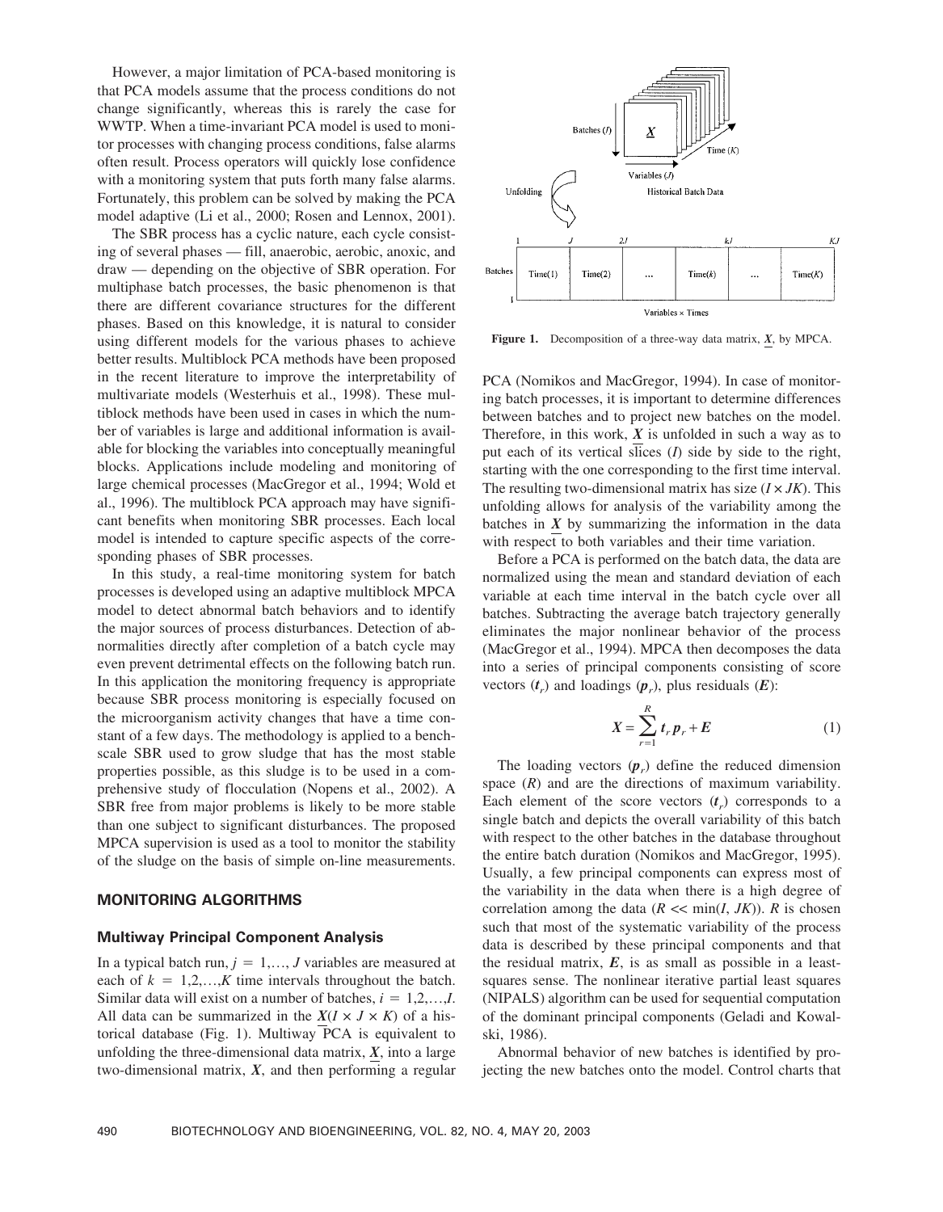However, a major limitation of PCA-based monitoring is that PCA models assume that the process conditions do not change significantly, whereas this is rarely the case for WWTP. When a time-invariant PCA model is used to monitor processes with changing process conditions, false alarms often result. Process operators will quickly lose confidence with a monitoring system that puts forth many false alarms. Fortunately, this problem can be solved by making the PCA model adaptive (Li et al., 2000; Rosen and Lennox, 2001).

The SBR process has a cyclic nature, each cycle consisting of several phases — fill, anaerobic, aerobic, anoxic, and draw — depending on the objective of SBR operation. For multiphase batch processes, the basic phenomenon is that there are different covariance structures for the different phases. Based on this knowledge, it is natural to consider using different models for the various phases to achieve better results. Multiblock PCA methods have been proposed in the recent literature to improve the interpretability of multivariate models (Westerhuis et al., 1998). These multiblock methods have been used in cases in which the number of variables is large and additional information is available for blocking the variables into conceptually meaningful blocks. Applications include modeling and monitoring of large chemical processes (MacGregor et al., 1994; Wold et al., 1996). The multiblock PCA approach may have significant benefits when monitoring SBR processes. Each local model is intended to capture specific aspects of the corresponding phases of SBR processes.

In this study, a real-time monitoring system for batch processes is developed using an adaptive multiblock MPCA model to detect abnormal batch behaviors and to identify the major sources of process disturbances. Detection of abnormalities directly after completion of a batch cycle may even prevent detrimental effects on the following batch run. In this application the monitoring frequency is appropriate because SBR process monitoring is especially focused on the microorganism activity changes that have a time constant of a few days. The methodology is applied to a bench-scale SBR used to grow sludge that has the most stable properties possible, as this sludge is to be used in a comprehensive study of flocculation (Nopens et al., 2002). A SBR free from major problems is likely to be more stable than one subject to significant disturbances. The proposed MPCA supervision is used as a tool to monitor the stability of the sludge on the basis of simple on-line measurements.

## MONITORING ALGORITHMS

### Multiway Principal Component Analysis

In a typical batch run, $j = 1, \ldots, J$ variables are measured at each of $k = 1, 2, \ldots, K$ time intervals throughout the batch. Similar data will exist on a number of batches, $i = 1, 2, \ldots, I$. All data can be summarized in the $\underline{X}(I \times J \times K)$ of a historical database (Fig. 1). Multiway PCA is equivalent to unfolding the three-dimensional data matrix, $\underline{X}$, into a large two-dimensional matrix, $X$, and then performing a regular PCA (Nomikos and MacGregor, 1994). In case of monitoring batch processes, it is important to determine differences between batches and to project new batches on the model. Therefore, in this work, $\underline{X}$ is unfolded in such a way as to put each of its vertical slices ($I$) side by side to the right, starting with the one corresponding to the first time interval. The resulting two-dimensional matrix has size ($I \times JK$). This unfolding allows for analysis of the variability among the batches in $\underline{X}$ by summarizing the information in the data with respect to both variables and their time variation.

Batches (I)
X
Time (K)
Variables (J)
Historical Batch Data
Unfolding
1 J 2J kJ KJ
Batches
Time(1) Time(2) ... Time(k) ... Time(K)
I
Variables × Times

**Figure 1.** Decomposition of a three-way data matrix, $\underline{X}$, by MPCA.

Before a PCA is performed on the batch data, the data are normalized using the mean and standard deviation of each variable at each time interval in the batch cycle over all batches. Subtracting the average batch trajectory generally eliminates the major nonlinear behavior of the process (MacGregor et al., 1994). MPCA then decomposes the data into a series of principal components consisting of score vectors ($\boldsymbol{t}_r$) and loadings ($\boldsymbol{p}_r$), plus residuals ($\boldsymbol{E}$):

$$\boldsymbol{X} = \sum_{r=1}^{R} \boldsymbol{t}_r \boldsymbol{p}_r + \boldsymbol{E} \tag{1}$$

The loading vectors ($\boldsymbol{p}_r$) define the reduced dimension space ($R$) and are the directions of maximum variability. Each element of the score vectors ($\boldsymbol{t}_r$) corresponds to a single batch and depicts the overall variability of this batch with respect to the other batches in the database throughout the entire batch duration (Nomikos and MacGregor, 1995). Usually, a few principal components can express most of the variability in the data when there is a high degree of correlation among the data ($R \ll \min(I, JK)$). $R$ is chosen such that most of the systematic variability of the process data is described by these principal components and that the residual matrix, $\boldsymbol{E}$, is as small as possible in a least-squares sense. The nonlinear iterative partial least squares (NIPALS) algorithm can be used for sequential computation of the dominant principal components (Geladi and Kowalski, 1986).

Abnormal behavior of new batches is identified by projecting the new batches onto the model. Control charts that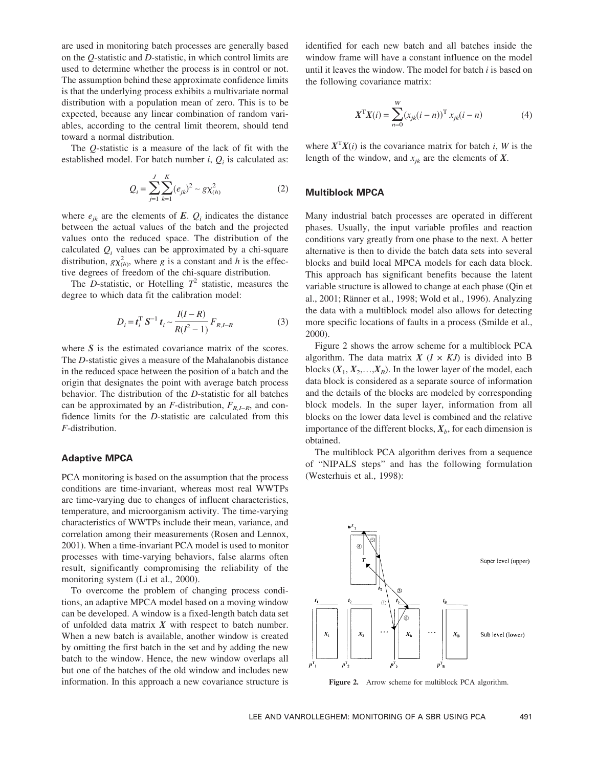are used in monitoring batch processes are generally based on the *Q*-statistic and *D*-statistic, in which control limits are used to determine whether the process is in control or not. The assumption behind these approximate confidence limits is that the underlying process exhibits a multivariate normal distribution with a population mean of zero. This is to be expected, because any linear combination of random variables, according to the central limit theorem, should tend toward a normal distribution.

The *Q*-statistic is a measure of the lack of fit with the established model. For batch number $i$, $Q_i$ is calculated as:

$$Q_i = \sum_{j=1}^{J} \sum_{k=1}^{K} (e_{jk})^2 \sim g\chi^2_{(h)} \tag{2}$$

where $e_{jk}$ are the elements of $\boldsymbol{E}$. $Q_i$ indicates the distance between the actual values of the batch and the projected values onto the reduced space. The distribution of the calculated $Q_i$ values can be approximated by a chi-square distribution, $g\chi^2_{(h)}$, where $g$ is a constant and $h$ is the effective degrees of freedom of the chi-square distribution.

The *D*-statistic, or Hotelling $T^2$ statistic, measures the degree to which data fit the calibration model:

$$D_i = \boldsymbol{t}_i^{\mathrm{T}} \boldsymbol{S}^{-1} \boldsymbol{t}_i \sim \frac{I(I-R)}{R(I^2-1)} F_{R,I-R} \tag{3}$$

where $\boldsymbol{S}$ is the estimated covariance matrix of the scores. The *D*-statistic gives a measure of the Mahalanobis distance in the reduced space between the position of a batch and the origin that designates the point with average batch process behavior. The distribution of the *D*-statistic for all batches can be approximated by an *F*-distribution, $F_{R,I-R}$, and confidence limits for the *D*-statistic are calculated from this *F*-distribution.

### Adaptive MPCA

PCA monitoring is based on the assumption that the process conditions are time-invariant, whereas most real WWTPs are time-varying due to changes of influent characteristics, temperature, and microorganism activity. The time-varying characteristics of WWTPs include their mean, variance, and correlation among their measurements (Rosen and Lennox, 2001). When a time-invariant PCA model is used to monitor processes with time-varying behaviors, false alarms often result, significantly compromising the reliability of the monitoring system (Li et al., 2000).

To overcome the problem of changing process conditions, an adaptive MPCA model based on a moving window can be developed. A window is a fixed-length batch data set of unfolded data matrix $\boldsymbol{X}$ with respect to batch number. When a new batch is available, another window is created by omitting the first batch in the set and by adding the new batch to the window. Hence, the new window overlaps all but one of the batches of the old window and includes new information. In this approach a new covariance structure is identified for each new batch and all batches inside the window frame will have a constant influence on the model until it leaves the window. The model for batch $i$ is based on the following covariance matrix:

$$\boldsymbol{X}^{\mathrm{T}}\boldsymbol{X}(i) = \sum_{n=0}^{W} (x_{jk}(i-n))^{\mathrm{T}}\, x_{jk}(i-n) \tag{4}$$

where $\boldsymbol{X}^{\mathrm{T}}\boldsymbol{X}(i)$ is the covariance matrix for batch $i$, $W$ is the length of the window, and $x_{jk}$ are the elements of $\boldsymbol{X}$.

### Multiblock MPCA

Many industrial batch processes are operated in different phases. Usually, the input variable profiles and reaction conditions vary greatly from one phase to the next. A better alternative is then to divide the batch data sets into several blocks and build local MPCA models for each data block. This approach has significant benefits because the latent variable structure is allowed to change at each phase (Qin et al., 2001; Ränner et al., 1998; Wold et al., 1996). Analyzing the data with a multiblock model also allows for detecting more specific locations of faults in a process (Smilde et al., 2000).

Figure 2 shows the arrow scheme for a multiblock PCA algorithm. The data matrix $\boldsymbol{X}$ ($I \times KJ$) is divided into B blocks ($\boldsymbol{X}_1, \boldsymbol{X}_2, \ldots, \boldsymbol{X}_B$). In the lower layer of the model, each data block is considered as a separate source of information and the details of the blocks are modeled by corresponding block models. In the super layer, information from all blocks on the lower data level is combined and the relative importance of the different blocks, $\boldsymbol{X}_b$, for each dimension is obtained.

The multiblock PCA algorithm derives from a sequence of "NIPALS steps" and has the following formulation (Westerhuis et al., 1998):

Figure 2. Arrow scheme for multiblock PCA algorithm.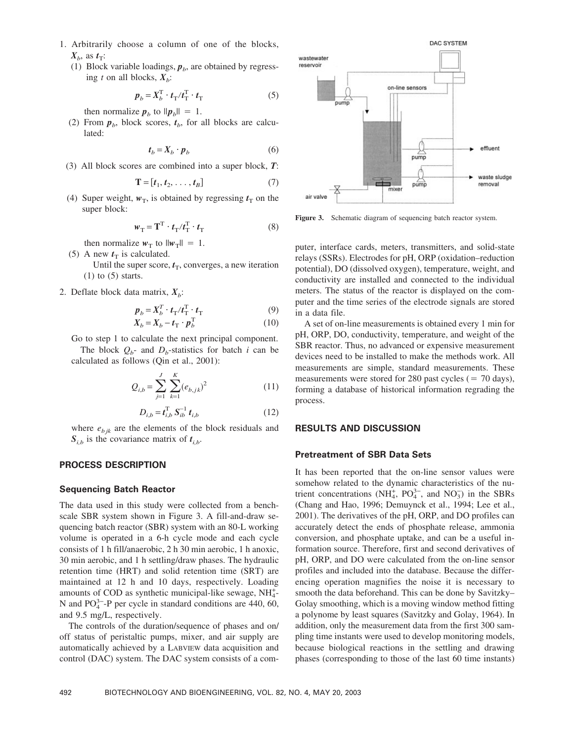1. Arbitrarily choose a column of one of the blocks, $\boldsymbol{X}_b$, as $\boldsymbol{t}_T$:
   (1) Block variable loadings, $\boldsymbol{p}_b$, are obtained by regressing $t$ on all blocks, $\boldsymbol{X}_b$:

$$\boldsymbol{p}_b = \boldsymbol{X}_b^{\mathrm{T}} \cdot \boldsymbol{t}_{\mathrm{T}} / \boldsymbol{t}_{\mathrm{T}}^{\mathrm{T}} \cdot \boldsymbol{t}_{\mathrm{T}} \tag{5}$$

   then normalize $\boldsymbol{p}_b$ to $\|\boldsymbol{p}_b\| = 1$.

   (2) From $\boldsymbol{p}_b$, block scores, $\boldsymbol{t}_b$, for all blocks are calculated:

$$\boldsymbol{t}_b = \boldsymbol{X}_b \cdot \boldsymbol{p}_b \tag{6}$$

   (3) All block scores are combined into a super block, $\boldsymbol{T}$:

$$\mathbf{T} = [\boldsymbol{t}_1, \boldsymbol{t}_2, \ldots, \boldsymbol{t}_B] \tag{7}$$

   (4) Super weight, $\boldsymbol{w}_{\mathrm{T}}$, is obtained by regressing $\boldsymbol{t}_{\mathrm{T}}$ on the super block:

$$\boldsymbol{w}_{\mathrm{T}} = \mathbf{T}^{\mathrm{T}} \cdot \boldsymbol{t}_{\mathrm{T}} / \boldsymbol{t}_{\mathrm{T}}^{\mathrm{T}} \cdot \boldsymbol{t}_{\mathrm{T}} \tag{8}$$

   then normalize $\boldsymbol{w}_{\mathrm{T}}$ to $\|\boldsymbol{w}_{\mathrm{T}}\| = 1$.

   (5) A new $\boldsymbol{t}_{\mathrm{T}}$ is calculated.
   Until the super score, $\boldsymbol{t}_{\mathrm{T}}$, converges, a new iteration (1) to (5) starts.

2. Deflate block data matrix, $\boldsymbol{X}_b$:

$$\boldsymbol{p}_b = \boldsymbol{X}_b^{T} \cdot \boldsymbol{t}_{\mathrm{T}} / \boldsymbol{t}_{\mathrm{T}}^{\mathrm{T}} \cdot \boldsymbol{t}_{\mathrm{T}} \tag{9}$$

$$\boldsymbol{X}_b = \boldsymbol{X}_b - \boldsymbol{t}_{\mathrm{T}} \cdot \boldsymbol{p}_b^{\mathrm{T}} \tag{10}$$

Go to step 1 to calculate the next principal component.

The block $Q_b$- and $D_b$-statistics for batch $i$ can be calculated as follows (Qin et al., 2001):

$$Q_{i,b} = \sum_{j=1}^{J} \sum_{k=1}^{K} (e_{b,jk})^2 \tag{11}$$

$$D_{i,b} = \boldsymbol{t}_{i,b}^{\mathrm{T}} \boldsymbol{S}_{ib}^{-1} \boldsymbol{t}_{i,b} \tag{12}$$

where $e_{b\,jk}$ are the elements of the block residuals and $\boldsymbol{S}_{i,b}$ is the covariance matrix of $\boldsymbol{t}_{i,b}$.

## PROCESS DESCRIPTION

### Sequencing Batch Reactor

The data used in this study were collected from a bench-scale SBR system shown in Figure 3. A fill-and-draw sequencing batch reactor (SBR) system with an 80-L working volume is operated in a 6-h cycle mode and each cycle consists of 1 h fill/anaerobic, 2 h 30 min aerobic, 1 h anoxic, 30 min aerobic, and 1 h settling/draw phases. The hydraulic retention time (HRT) and solid retention time (SRT) are maintained at 12 h and 10 days, respectively. Loading amounts of COD as synthetic municipal-like sewage, $NH_4^+$-N and $PO_4^{3-}$-P per cycle in standard conditions are 440, 60, and 9.5 mg/L, respectively.

The controls of the duration/sequence of phases and on/off status of peristaltic pumps, mixer, and air supply are automatically achieved by a LABVIEW data acquisition and control (DAC) system. The DAC system consists of a computer, interface cards, meters, transmitters, and solid-state relays (SSRs). Electrodes for pH, ORP (oxidation–reduction potential), DO (dissolved oxygen), temperature, weight, and conductivity are installed and connected to the individual meters. The status of the reactor is displayed on the computer and the time series of the electrode signals are stored in a data file.

Figure 3. Schematic diagram of sequencing batch reactor system.

A set of on-line measurements is obtained every 1 min for pH, ORP, DO, conductivity, temperature, and weight of the SBR reactor. Thus, no advanced or expensive measurement devices need to be installed to make the methods work. All measurements are simple, standard measurements. These measurements were stored for 280 past cycles (= 70 days), forming a database of historical information regrading the process.

## RESULTS AND DISCUSSION

### Pretreatment of SBR Data Sets

It has been reported that the on-line sensor values were somehow related to the dynamic characteristics of the nutrient concentrations ($NH_4^+$, $PO_4^{3-}$, and $NO_3^-$) in the SBRs (Chang and Hao, 1996; Demuynck et al., 1994; Lee et al., 2001). The derivatives of the pH, ORP, and DO profiles can accurately detect the ends of phosphate release, ammonia conversion, and phosphate uptake, and can be a useful information source. Therefore, first and second derivatives of pH, ORP, and DO were calculated from the on-line sensor profiles and included into the database. Because the differencing operation magnifies the noise it is necessary to smooth the data beforehand. This can be done by Savitzky–Golay smoothing, which is a moving window method fitting a polynome by least squares (Savitzky and Golay, 1964). In addition, only the measurement data from the first 300 sampling time instants were used to develop monitoring models, because biological reactions in the settling and drawing phases (corresponding to those of the last 60 time instants)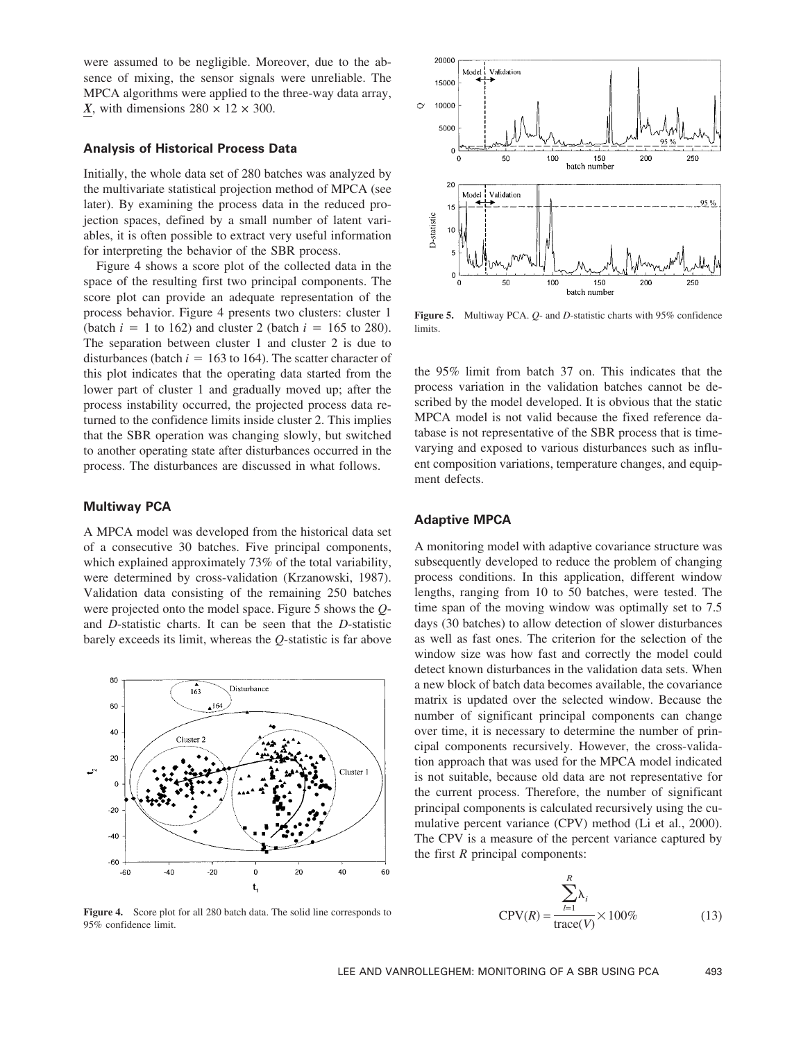were assumed to be negligible. Moreover, due to the absence of mixing, the sensor signals were unreliable. The MPCA algorithms were applied to the three-way data array, $\underline{X}$, with dimensions $280 \times 12 \times 300$.

### Analysis of Historical Process Data

Initially, the whole data set of 280 batches was analyzed by the multivariate statistical projection method of MPCA (see later). By examining the process data in the reduced projection spaces, defined by a small number of latent variables, it is often possible to extract very useful information for interpreting the behavior of the SBR process.

Figure 4 shows a score plot of the collected data in the space of the resulting first two principal components. The score plot can provide an adequate representation of the process behavior. Figure 4 presents two clusters: cluster 1 (batch $i = 1$ to 162) and cluster 2 (batch $i = 165$ to 280). The separation between cluster 1 and cluster 2 is due to disturbances (batch $i = 163$ to 164). The scatter character of this plot indicates that the operating data started from the lower part of cluster 1 and gradually moved up; after the process instability occurred, the projected process data returned to the confidence limits inside cluster 2. This implies that the SBR operation was changing slowly, but switched to another operating state after disturbances occurred in the process. The disturbances are discussed in what follows.

### Multiway PCA

A MPCA model was developed from the historical data set of a consecutive 30 batches. Five principal components, which explained approximately 73% of the total variability, were determined by cross-validation (Krzanowski, 1987). Validation data consisting of the remaining 250 batches were projected onto the model space. Figure 5 shows the *Q*- and *D*-statistic charts. It can be seen that the *D*-statistic barely exceeds its limit, whereas the *Q*-statistic is far above the 95% limit from batch 37 on. This indicates that the process variation in the validation batches cannot be described by the model developed. It is obvious that the static MPCA model is not valid because the fixed reference database is not representative of the SBR process that is time-varying and exposed to various disturbances such as influent composition variations, temperature changes, and equipment defects.

**Figure 4.** Score plot for all 280 batch data. The solid line corresponds to 95% confidence limit.

**Figure 5.** Multiway PCA. *Q*- and *D*-statistic charts with 95% confidence limits.

### Adaptive MPCA

A monitoring model with adaptive covariance structure was subsequently developed to reduce the problem of changing process conditions. In this application, different window lengths, ranging from 10 to 50 batches, were tested. The time span of the moving window was optimally set to 7.5 days (30 batches) to allow detection of slower disturbances as well as fast ones. The criterion for the selection of the window size was how fast and correctly the model could detect known disturbances in the validation data sets. When a new block of batch data becomes available, the covariance matrix is updated over the selected window. Because the number of significant principal components can change over time, it is necessary to determine the number of principal components recursively. However, the cross-validation approach that was used for the MPCA model indicated is not suitable, because old data are not representative for the current process. Therefore, the number of significant principal components is calculated recursively using the cumulative percent variance (CPV) method (Li et al., 2000). The CPV is a measure of the percent variance captured by the first *R* principal components:

$$\mathrm{CPV}(R) = \frac{\sum_{l=1}^{R} \lambda_i}{\mathrm{trace}(V)} \times 100\% \tag{13}$$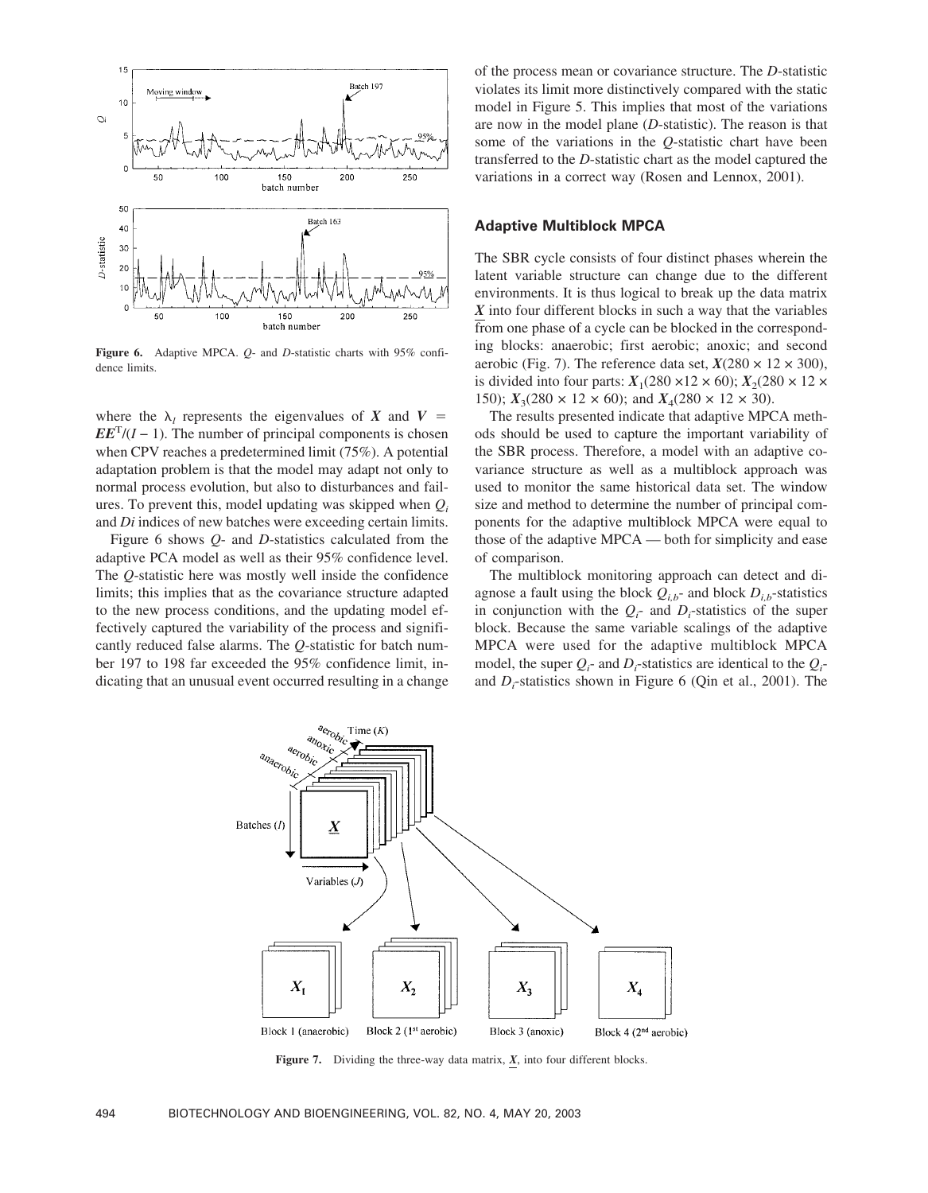Figure 6. Adaptive MPCA. $Q$- and $D$-statistic charts with 95% confidence limits.

where the $\lambda_l$ represents the eigenvalues of $X$ and $V = EE^T/(I - 1)$. The number of principal components is chosen when CPV reaches a predetermined limit (75%). A potential adaptation problem is that the model may adapt not only to normal process evolution, but also to disturbances and failures. To prevent this, model updating was skipped when $Q_i$ and $Di$ indices of new batches were exceeding certain limits.

Figure 6 shows $Q$- and $D$-statistics calculated from the adaptive PCA model as well as their 95% confidence level. The $Q$-statistic here was mostly well inside the confidence limits; this implies that as the covariance structure adapted to the new process conditions, and the updating model effectively captured the variability of the process and significantly reduced false alarms. The $Q$-statistic for batch number 197 to 198 far exceeded the 95% confidence limit, indicating that an unusual event occurred resulting in a change of the process mean or covariance structure. The $D$-statistic violates its limit more distinctively compared with the static model in Figure 5. This implies that most of the variations are now in the model plane ($D$-statistic). The reason is that some of the variations in the $Q$-statistic chart have been transferred to the $D$-statistic chart as the model captured the variations in a correct way (Rosen and Lennox, 2001).

## Adaptive Multiblock MPCA

The SBR cycle consists of four distinct phases wherein the latent variable structure can change due to the different environments. It is thus logical to break up the data matrix $\underline{X}$ into four different blocks in such a way that the variables from one phase of a cycle can be blocked in the corresponding blocks: anaerobic; first aerobic; anoxic; and second aerobic (Fig. 7). The reference data set, $\underline{X}(280 \times 12 \times 300)$, is divided into four parts: $X_1(280 \times 12 \times 60)$; $X_2(280 \times 12 \times 150)$; $X_3(280 \times 12 \times 60)$; and $X_4(280 \times 12 \times 30)$.

The results presented indicate that adaptive MPCA methods should be used to capture the important variability of the SBR process. Therefore, a model with an adaptive covariance structure as well as a multiblock approach was used to monitor the same historical data set. The window size and method to determine the number of principal components for the adaptive multiblock MPCA were equal to those of the adaptive MPCA — both for simplicity and ease of comparison.

The multiblock monitoring approach can detect and diagnose a fault using the block $Q_{i,b}$- and block $D_{i,b}$-statistics in conjunction with the $Q_i$- and $D_i$-statistics of the super block. Because the same variable scalings of the adaptive MPCA were used for the adaptive multiblock MPCA model, the super $Q_i$- and $D_i$-statistics are identical to the $Q_i$- and $D_i$-statistics shown in Figure 6 (Qin et al., 2001). The

Figure 7. Dividing the three-way data matrix, $\underline{X}$, into four different blocks.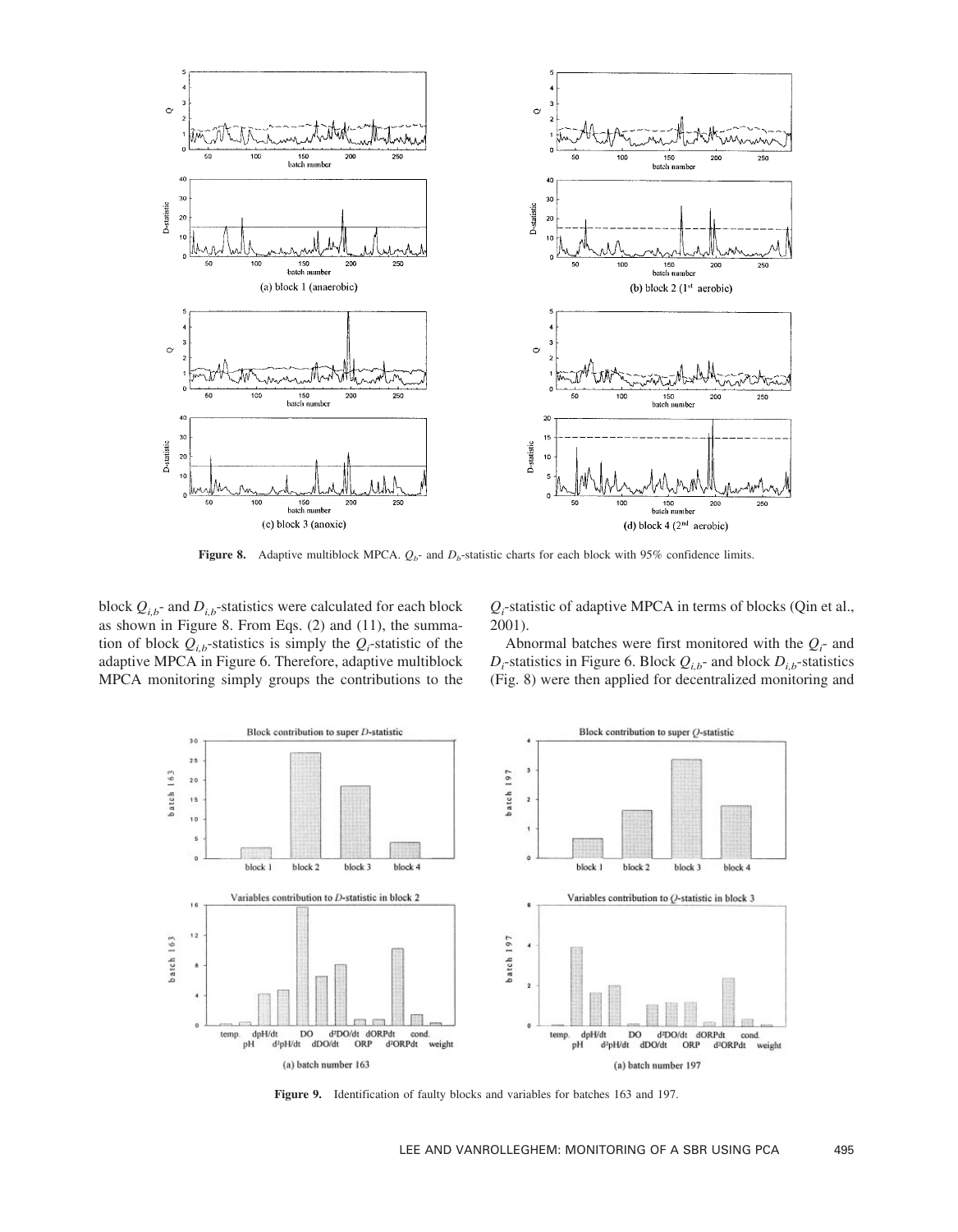Figure 8. Adaptive multiblock MPCA. $Q_b$- and $D_b$-statistic charts for each block with 95% confidence limits.

block $Q_{i,b}$- and $D_{i,b}$-statistics were calculated for each block as shown in Figure 8. From Eqs. (2) and (11), the summation of block $Q_{i,b}$-statistics is simply the $Q_i$-statistic of the adaptive MPCA in Figure 6. Therefore, adaptive multiblock MPCA monitoring simply groups the contributions to the $Q_i$-statistic of adaptive MPCA in terms of blocks (Qin et al., 2001).

Abnormal batches were first monitored with the $Q_i$- and $D_i$-statistics in Figure 6. Block $Q_{i,b}$- and block $D_{i,b}$-statistics (Fig. 8) were then applied for decentralized monitoring and

Figure 9. Identification of faulty blocks and variables for batches 163 and 197.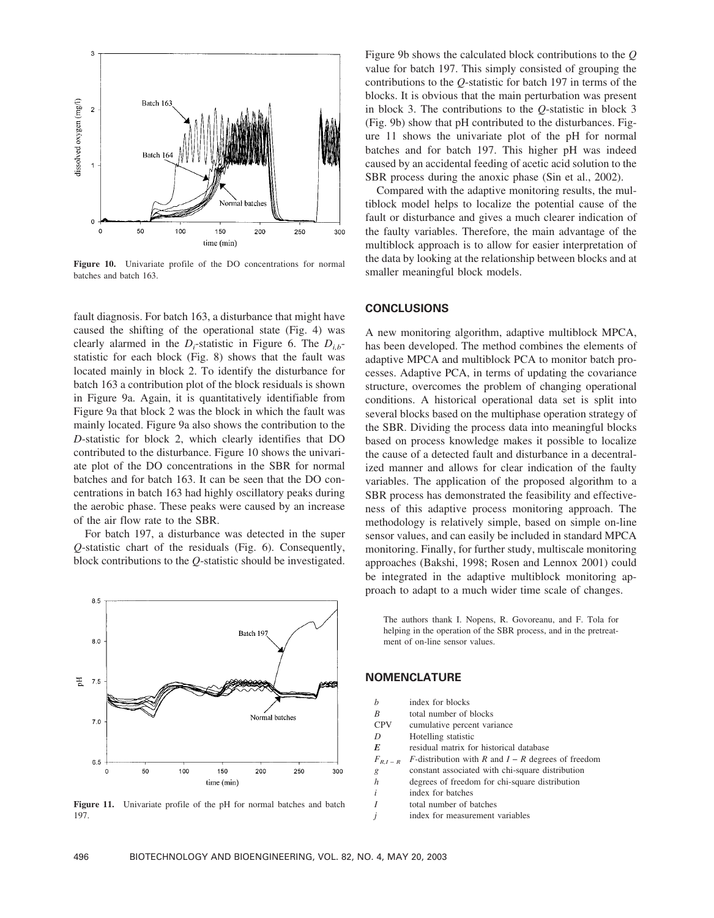Figure 10. Univariate profile of the DO concentrations for normal batches and batch 163.

fault diagnosis. For batch 163, a disturbance that might have caused the shifting of the operational state (Fig. 4) was clearly alarmed in the $D_i$-statistic in Figure 6. The $D_{i,b}$-statistic for each block (Fig. 8) shows that the fault was located mainly in block 2. To identify the disturbance for batch 163 a contribution plot of the block residuals is shown in Figure 9a. Again, it is quantitatively identifiable from Figure 9a that block 2 was the block in which the fault was mainly located. Figure 9a also shows the contribution to the *D*-statistic for block 2, which clearly identifies that DO contributed to the disturbance. Figure 10 shows the univariate plot of the DO concentrations in the SBR for normal batches and for batch 163. It can be seen that the DO concentrations in batch 163 had highly oscillatory peaks during the aerobic phase. These peaks were caused by an increase of the air flow rate to the SBR.

For batch 197, a disturbance was detected in the super *Q*-statistic chart of the residuals (Fig. 6). Consequently, block contributions to the *Q*-statistic should be investigated.

Figure 11. Univariate profile of the pH for normal batches and batch 197.

Figure 9b shows the calculated block contributions to the *Q* value for batch 197. This simply consisted of grouping the contributions to the *Q*-statistic for batch 197 in terms of the blocks. It is obvious that the main perturbation was present in block 3. The contributions to the *Q*-statistic in block 3 (Fig. 9b) show that pH contributed to the disturbances. Figure 11 shows the univariate plot of the pH for normal batches and for batch 197. This higher pH was indeed caused by an accidental feeding of acetic acid solution to the SBR process during the anoxic phase (Sin et al., 2002).

Compared with the adaptive monitoring results, the multiblock model helps to localize the potential cause of the fault or disturbance and gives a much clearer indication of the faulty variables. Therefore, the main advantage of the multiblock approach is to allow for easier interpretation of the data by looking at the relationship between blocks and at smaller meaningful block models.

## CONCLUSIONS

A new monitoring algorithm, adaptive multiblock MPCA, has been developed. The method combines the elements of adaptive MPCA and multiblock PCA to monitor batch processes. Adaptive PCA, in terms of updating the covariance structure, overcomes the problem of changing operational conditions. A historical operational data set is split into several blocks based on the multiphase operation strategy of the SBR. Dividing the process data into meaningful blocks based on process knowledge makes it possible to localize the cause of a detected fault and disturbance in a decentralized manner and allows for clear indication of the faulty variables. The application of the proposed algorithm to a SBR process has demonstrated the feasibility and effectiveness of this adaptive process monitoring approach. The methodology is relatively simple, based on simple on-line sensor values, and can easily be included in standard MPCA monitoring. Finally, for further study, multiscale monitoring approaches (Bakshi, 1998; Rosen and Lennox 2001) could be integrated in the adaptive multiblock monitoring approach to adapt to a much wider time scale of changes.

The authors thank I. Nopens, R. Govoreanu, and F. Tola for helping in the operation of the SBR process, and in the pretreatment of on-line sensor values.

## NOMENCLATURE

| | |
|---|---|
| $b$ | index for blocks |
| $B$ | total number of blocks |
| CPV | cumulative percent variance |
| $D$ | Hotelling statistic |
| $\boldsymbol{E}$ | residual matrix for historical database |
| $F_{R,I-R}$ | *F*-distribution with $R$ and $I - R$ degrees of freedom |
| $g$ | constant associated with chi-square distribution |
| $h$ | degrees of freedom for chi-square distribution |
| $i$ | index for batches |
| $I$ | total number of batches |
| $j$ | index for measurement variables |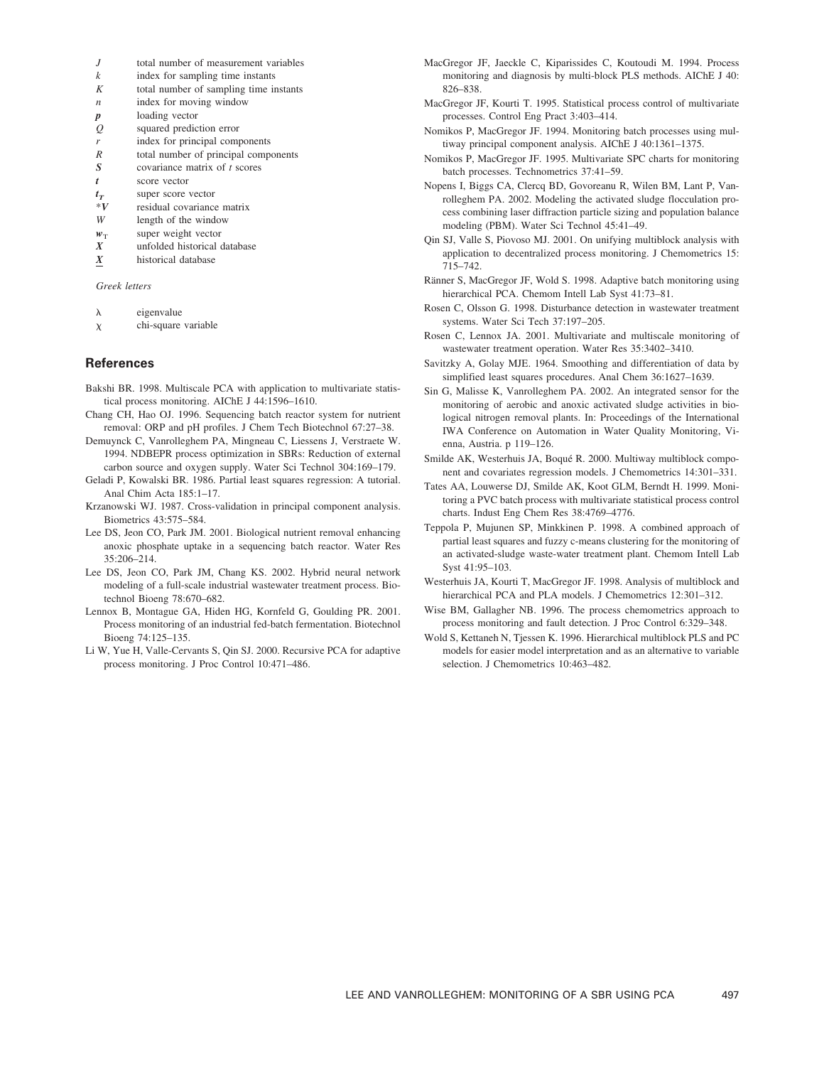| | |
|---|---|
| $J$ | total number of measurement variables |
| $k$ | index for sampling time instants |
| $K$ | total number of sampling time instants |
| $n$ | index for moving window |
| $\boldsymbol{p}$ | loading vector |
| $Q$ | squared prediction error |
| $r$ | index for principal components |
| $R$ | total number of principal components |
| $\boldsymbol{S}$ | covariance matrix of $t$ scores |
| $\boldsymbol{t}$ | score vector |
| $\boldsymbol{t_T}$ | super score vector |
| $^*\boldsymbol{V}$ | residual covariance matrix |
| $W$ | length of the window |
| $\boldsymbol{w}_T$ | super weight vector |
| $\boldsymbol{X}$ | unfolded historical database |
| $\underline{\boldsymbol{X}}$ | historical database |

*Greek letters*

| | |
|---|---|
| $\lambda$ | eigenvalue |
| $\chi$ | chi-square variable |

## References

Bakshi BR. 1998. Multiscale PCA with application to multivariate statistical process monitoring. AIChE J 44:1596–1610.

Chang CH, Hao OJ. 1996. Sequencing batch reactor system for nutrient removal: ORP and pH profiles. J Chem Tech Biotechnol 67:27–38.

Demuynck C, Vanrolleghem PA, Mingneau C, Liessens J, Verstraete W. 1994. NDBEPR process optimization in SBRs: Reduction of external carbon source and oxygen supply. Water Sci Technol 304:169–179.

Geladi P, Kowalski BR. 1986. Partial least squares regression: A tutorial. Anal Chim Acta 185:1–17.

Krzanowski WJ. 1987. Cross-validation in principal component analysis. Biometrics 43:575–584.

Lee DS, Jeon CO, Park JM. 2001. Biological nutrient removal enhancing anoxic phosphate uptake in a sequencing batch reactor. Water Res 35:206–214.

Lee DS, Jeon CO, Park JM, Chang KS. 2002. Hybrid neural network modeling of a full-scale industrial wastewater treatment process. Biotechnol Bioeng 78:670–682.

Lennox B, Montague GA, Hiden HG, Kornfeld G, Goulding PR. 2001. Process monitoring of an industrial fed-batch fermentation. Biotechnol Bioeng 74:125–135.

Li W, Yue H, Valle-Cervants S, Qin SJ. 2000. Recursive PCA for adaptive process monitoring. J Proc Control 10:471–486.

MacGregor JF, Jaeckle C, Kiparissides C, Koutoudi M. 1994. Process monitoring and diagnosis by multi-block PLS methods. AIChE J 40: 826–838.

MacGregor JF, Kourti T. 1995. Statistical process control of multivariate processes. Control Eng Pract 3:403–414.

Nomikos P, MacGregor JF. 1994. Monitoring batch processes using multiway principal component analysis. AIChE J 40:1361–1375.

Nomikos P, MacGregor JF. 1995. Multivariate SPC charts for monitoring batch processes. Technometrics 37:41–59.

Nopens I, Biggs CA, Clercq BD, Govoreanu R, Wilen BM, Lant P, Vanrolleghem PA. 2002. Modeling the activated sludge flocculation process combining laser diffraction particle sizing and population balance modeling (PBM). Water Sci Technol 45:41–49.

Qin SJ, Valle S, Piovoso MJ. 2001. On unifying multiblock analysis with application to decentralized process monitoring. J Chemometrics 15: 715–742.

Ränner S, MacGregor JF, Wold S. 1998. Adaptive batch monitoring using hierarchical PCA. Chemom Intell Lab Syst 41:73–81.

Rosen C, Olsson G. 1998. Disturbance detection in wastewater treatment systems. Water Sci Tech 37:197–205.

Rosen C, Lennox JA. 2001. Multivariate and multiscale monitoring of wastewater treatment operation. Water Res 35:3402–3410.

Savitzky A, Golay MJE. 1964. Smoothing and differentiation of data by simplified least squares procedures. Anal Chem 36:1627–1639.

Sin G, Malisse K, Vanrolleghem PA. 2002. An integrated sensor for the monitoring of aerobic and anoxic activated sludge activities in biological nitrogen removal plants. In: Proceedings of the International IWA Conference on Automation in Water Quality Monitoring, Vienna, Austria. p 119–126.

Smilde AK, Westerhuis JA, Boqué R. 2000. Multiway multiblock component and covariates regression models. J Chemometrics 14:301–331.

Tates AA, Louwerse DJ, Smilde AK, Koot GLM, Berndt H. 1999. Monitoring a PVC batch process with multivariate statistical process control charts. Indust Eng Chem Res 38:4769–4776.

Teppola P, Mujunen SP, Minkkinen P. 1998. A combined approach of partial least squares and fuzzy c-means clustering for the monitoring of an activated-sludge waste-water treatment plant. Chemom Intell Lab Syst 41:95–103.

Westerhuis JA, Kourti T, MacGregor JF. 1998. Analysis of multiblock and hierarchical PCA and PLA models. J Chemometrics 12:301–312.

Wise BM, Gallagher NB. 1996. The process chemometrics approach to process monitoring and fault detection. J Proc Control 6:329–348.

Wold S, Kettaneh N, Tjessen K. 1996. Hierarchical multiblock PLS and PC models for easier model interpretation and as an alternative to variable selection. J Chemometrics 10:463–482.